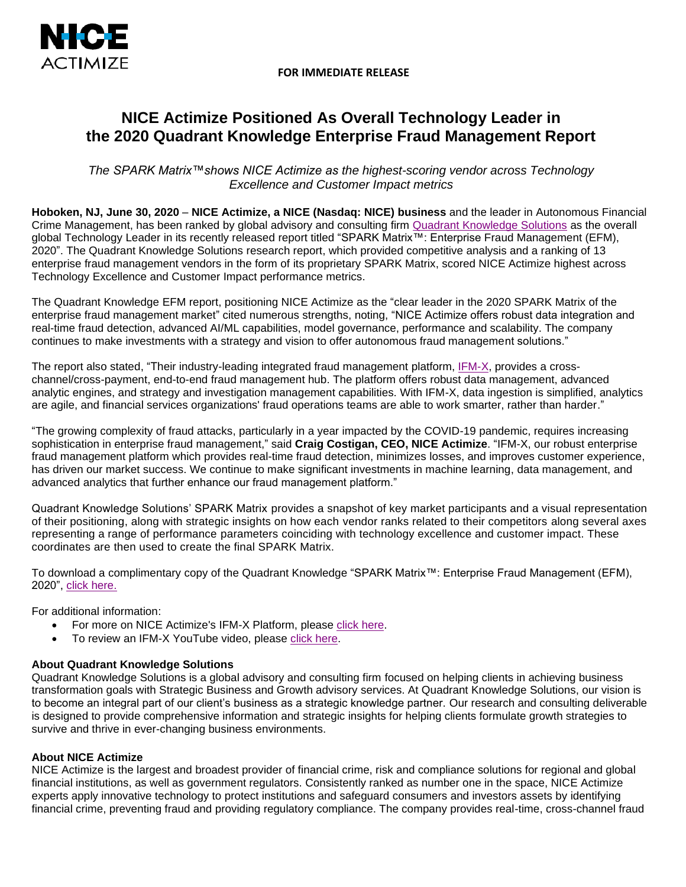**FOR IMMEDIATE RELEASE**

# NICE Actimize Positioned As Overall Technology Leader in the 2020 Quadrant Knowledge Enterprise Fraud Management Report

*The SPARK Matrix™ shows NICE Actimize as the highest-scoring vendor across Technology Excellence and Customer Impact metrics*

**Hoboken, NJ, June 30, 2020** – **NICE Actimize, a NICE (Nasdaq: NICE) business** and the leader in Autonomous Financial Crime Management, has been ranked by global advisory and consulting firm Quadrant Knowledge Solutions as the overall global Technology Leader in its recently released report titled "SPARK Matrix™: Enterprise Fraud Management (EFM), 2020". The Quadrant Knowledge Solutions research report, which provided competitive analysis and a ranking of 13 enterprise fraud management vendors in the form of its proprietary SPARK Matrix, scored NICE Actimize highest across Technology Excellence and Customer Impact performance metrics.

The Quadrant Knowledge EFM report, positioning NICE Actimize as the "clear leader in the 2020 SPARK Matrix of the enterprise fraud management market" cited numerous strengths, noting, "NICE Actimize offers robust data integration and real-time fraud detection, advanced AI/ML capabilities, model governance, performance and scalability. The company continues to make investments with a strategy and vision to offer autonomous fraud management solutions."

The report also stated, "Their industry-leading integrated fraud management platform, IFM-X, provides a cross-channel/cross-payment, end-to-end fraud management hub. The platform offers robust data management, advanced analytic engines, and strategy and investigation management capabilities. With IFM-X, data ingestion is simplified, analytics are agile, and financial services organizations' fraud operations teams are able to work smarter, rather than harder."

"The growing complexity of fraud attacks, particularly in a year impacted by the COVID-19 pandemic, requires increasing sophistication in enterprise fraud management," said **Craig Costigan, CEO, NICE Actimize**. "IFM-X, our robust enterprise fraud management platform which provides real-time fraud detection, minimizes losses, and improves customer experience, has driven our market success. We continue to make significant investments in machine learning, data management, and advanced analytics that further enhance our fraud management platform."

Quadrant Knowledge Solutions' SPARK Matrix provides a snapshot of key market participants and a visual representation of their positioning, along with strategic insights on how each vendor ranks related to their competitors along several axes representing a range of performance parameters coinciding with technology excellence and customer impact. These coordinates are then used to create the final SPARK Matrix.

To download a complimentary copy of the Quadrant Knowledge "SPARK Matrix™: Enterprise Fraud Management (EFM), 2020", click here.

For additional information:

- For more on NICE Actimize's IFM-X Platform, please click here.
- To review an IFM-X YouTube video, please click here.

**About Quadrant Knowledge Solutions**

Quadrant Knowledge Solutions is a global advisory and consulting firm focused on helping clients in achieving business transformation goals with Strategic Business and Growth advisory services. At Quadrant Knowledge Solutions, our vision is to become an integral part of our client's business as a strategic knowledge partner. Our research and consulting deliverable is designed to provide comprehensive information and strategic insights for helping clients formulate growth strategies to survive and thrive in ever-changing business environments.

**About NICE Actimize**

NICE Actimize is the largest and broadest provider of financial crime, risk and compliance solutions for regional and global financial institutions, as well as government regulators. Consistently ranked as number one in the space, NICE Actimize experts apply innovative technology to protect institutions and safeguard consumers and investors assets by identifying financial crime, preventing fraud and providing regulatory compliance. The company provides real-time, cross-channel fraud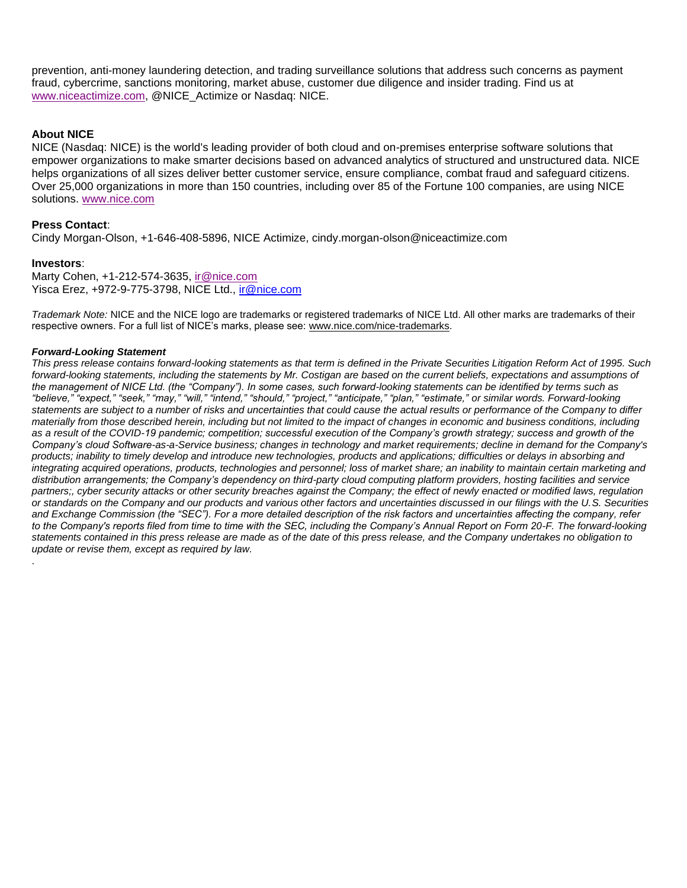prevention, anti-money laundering detection, and trading surveillance solutions that address such concerns as payment fraud, cybercrime, sanctions monitoring, market abuse, customer due diligence and insider trading. Find us at www.niceactimize.com, @NICE_Actimize or Nasdaq: NICE.

**About NICE**
NICE (Nasdaq: NICE) is the world's leading provider of both cloud and on-premises enterprise software solutions that empower organizations to make smarter decisions based on advanced analytics of structured and unstructured data. NICE helps organizations of all sizes deliver better customer service, ensure compliance, combat fraud and safeguard citizens. Over 25,000 organizations in more than 150 countries, including over 85 of the Fortune 100 companies, are using NICE solutions. www.nice.com

**Press Contact**:
Cindy Morgan-Olson, +1-646-408-5896, NICE Actimize, cindy.morgan-olson@niceactimize.com

**Investors**:
Marty Cohen, +1-212-574-3635, ir@nice.com
Yisca Erez, +972-9-775-3798, NICE Ltd., ir@nice.com

*Trademark Note:* NICE and the NICE logo are trademarks or registered trademarks of NICE Ltd. All other marks are trademarks of their respective owners. For a full list of NICE's marks, please see: www.nice.com/nice-trademarks.

***Forward-Looking Statement***
*This press release contains forward-looking statements as that term is defined in the Private Securities Litigation Reform Act of 1995. Such forward-looking statements, including the statements by Mr. Costigan are based on the current beliefs, expectations and assumptions of the management of NICE Ltd. (the "Company"). In some cases, such forward-looking statements can be identified by terms such as "believe," "expect," "seek," "may," "will," "intend," "should," "project," "anticipate," "plan," "estimate," or similar words. Forward-looking statements are subject to a number of risks and uncertainties that could cause the actual results or performance of the Company to differ materially from those described herein, including but not limited to the impact of changes in economic and business conditions, including as a result of the COVID-19 pandemic; competition; successful execution of the Company's growth strategy; success and growth of the Company's cloud Software-as-a-Service business; changes in technology and market requirements; decline in demand for the Company's products; inability to timely develop and introduce new technologies, products and applications; difficulties or delays in absorbing and integrating acquired operations, products, technologies and personnel; loss of market share; an inability to maintain certain marketing and distribution arrangements; the Company's dependency on third-party cloud computing platform providers, hosting facilities and service partners;, cyber security attacks or other security breaches against the Company; the effect of newly enacted or modified laws, regulation or standards on the Company and our products and various other factors and uncertainties discussed in our filings with the U.S. Securities and Exchange Commission (the "SEC"). For a more detailed description of the risk factors and uncertainties affecting the company, refer to the Company's reports filed from time to time with the SEC, including the Company's Annual Report on Form 20-F. The forward-looking statements contained in this press release are made as of the date of this press release, and the Company undertakes no obligation to update or revise them, except as required by law.*

.